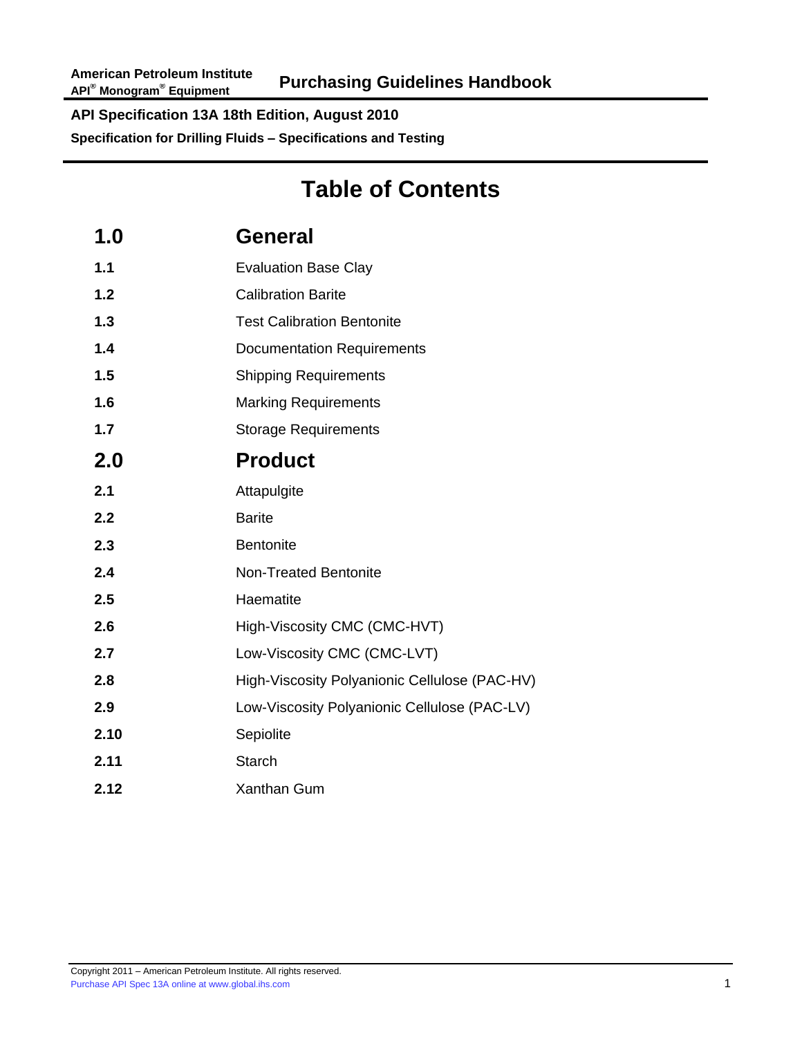American Petroleum Institute
API® Monogram® Equipment

**Purchasing Guidelines Handbook**

**API Specification 13A 18th Edition, August 2010**

**Specification for Drilling Fluids – Specifications and Testing**

# Table of Contents

| | |
|---|---|
| **1.0** | **General** |
| **1.1** | Evaluation Base Clay |
| **1.2** | Calibration Barite |
| **1.3** | Test Calibration Bentonite |
| **1.4** | Documentation Requirements |
| **1.5** | Shipping Requirements |
| **1.6** | Marking Requirements |
| **1.7** | Storage Requirements |
| **2.0** | **Product** |
| **2.1** | Attapulgite |
| **2.2** | Barite |
| **2.3** | Bentonite |
| **2.4** | Non-Treated Bentonite |
| **2.5** | Haematite |
| **2.6** | High-Viscosity CMC (CMC-HVT) |
| **2.7** | Low-Viscosity CMC (CMC-LVT) |
| **2.8** | High-Viscosity Polyanionic Cellulose (PAC-HV) |
| **2.9** | Low-Viscosity Polyanionic Cellulose (PAC-LV) |
| **2.10** | Sepiolite |
| **2.11** | Starch |
| **2.12** | Xanthan Gum |

Copyright 2011 – American Petroleum Institute. All rights reserved.
Purchase API Spec 13A online at www.global.ihs.com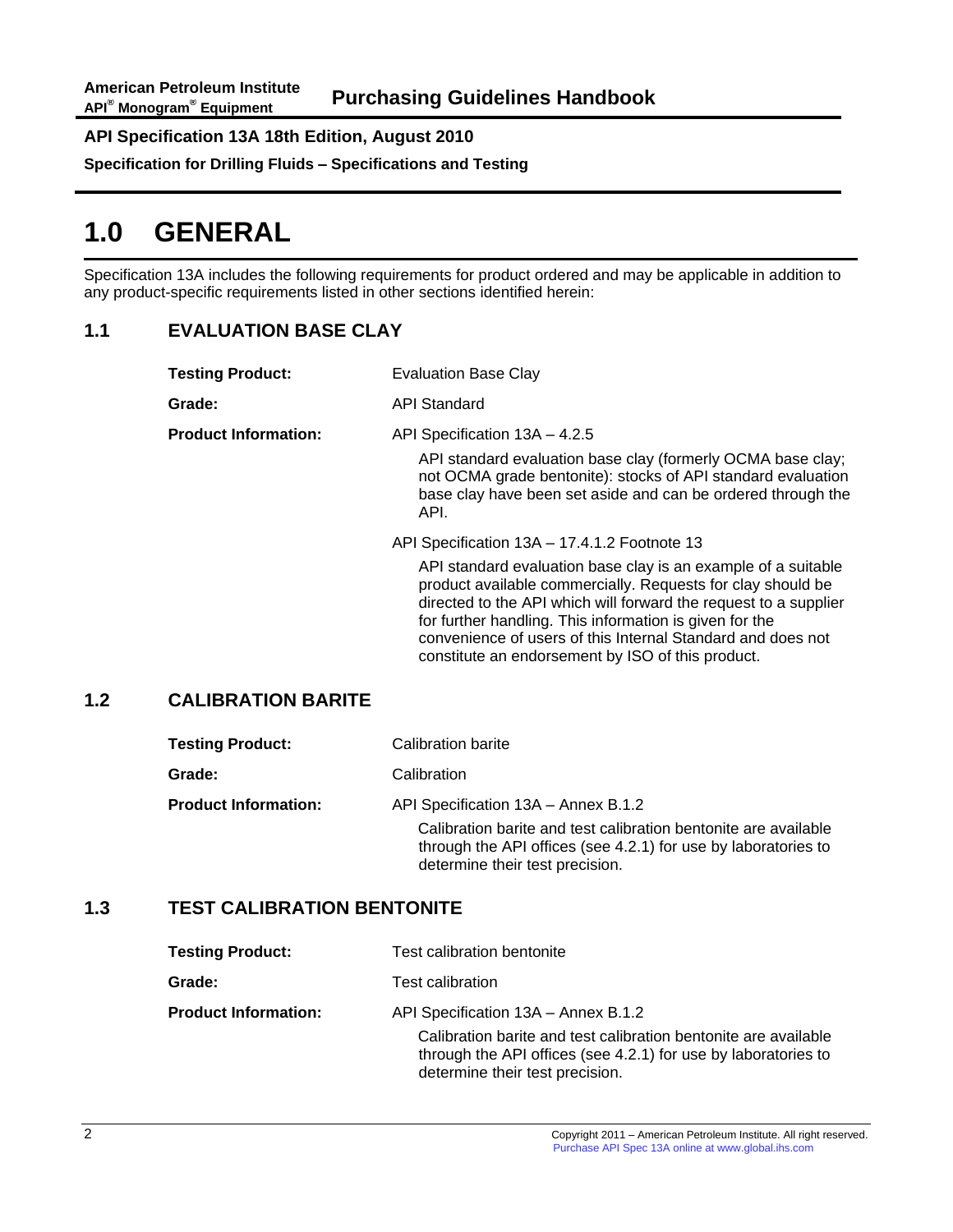# 1.0 GENERAL

Specification 13A includes the following requirements for product ordered and may be applicable in addition to any product-specific requirements listed in other sections identified herein:

## 1.1 EVALUATION BASE CLAY

**Testing Product:** Evaluation Base Clay

**Grade:** API Standard

**Product Information:** API Specification 13A – 4.2.5

API standard evaluation base clay (formerly OCMA base clay; not OCMA grade bentonite): stocks of API standard evaluation base clay have been set aside and can be ordered through the API.

API Specification 13A – 17.4.1.2 Footnote 13

API standard evaluation base clay is an example of a suitable product available commercially. Requests for clay should be directed to the API which will forward the request to a supplier for further handling. This information is given for the convenience of users of this Internal Standard and does not constitute an endorsement by ISO of this product.

## 1.2 CALIBRATION BARITE

**Testing Product:** Calibration barite

**Grade:** Calibration

**Product Information:** API Specification 13A – Annex B.1.2

Calibration barite and test calibration bentonite are available through the API offices (see 4.2.1) for use by laboratories to determine their test precision.

## 1.3 TEST CALIBRATION BENTONITE

**Testing Product:** Test calibration bentonite

**Grade:** Test calibration

**Product Information:** API Specification 13A – Annex B.1.2

Calibration barite and test calibration bentonite are available through the API offices (see 4.2.1) for use by laboratories to determine their test precision.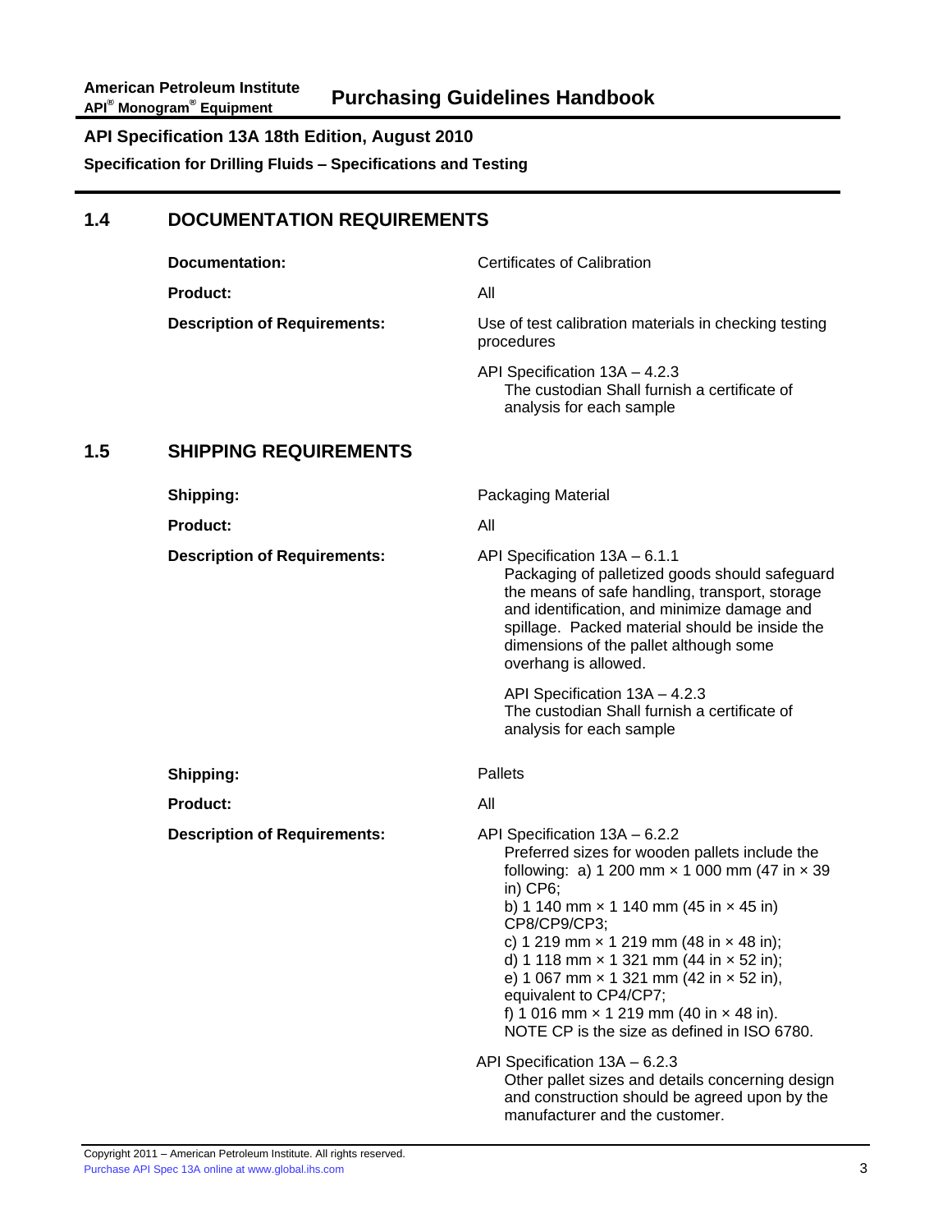## 1.4 DOCUMENTATION REQUIREMENTS

**Documentation:** Certificates of Calibration

**Product:** All

**Description of Requirements:** Use of test calibration materials in checking testing procedures

API Specification 13A – 4.2.3
The custodian Shall furnish a certificate of analysis for each sample

## 1.5 SHIPPING REQUIREMENTS

**Shipping:** Packaging Material

**Product:** All

**Description of Requirements:**

API Specification 13A – 6.1.1
Packaging of palletized goods should safeguard the means of safe handling, transport, storage and identification, and minimize damage and spillage. Packed material should be inside the dimensions of the pallet although some overhang is allowed.

API Specification 13A – 4.2.3
The custodian Shall furnish a certificate of analysis for each sample

**Shipping:** Pallets

**Product:** All

**Description of Requirements:**

API Specification 13A – 6.2.2
Preferred sizes for wooden pallets include the following: a) 1 200 mm × 1 000 mm (47 in × 39 in) CP6;
b) 1 140 mm × 1 140 mm (45 in × 45 in) CP8/CP9/CP3;
c) 1 219 mm × 1 219 mm (48 in × 48 in);
d) 1 118 mm × 1 321 mm (44 in × 52 in);
e) 1 067 mm × 1 321 mm (42 in × 52 in), equivalent to CP4/CP7;
f) 1 016 mm × 1 219 mm (40 in × 48 in).
NOTE CP is the size as defined in ISO 6780.

API Specification 13A – 6.2.3
Other pallet sizes and details concerning design and construction should be agreed upon by the manufacturer and the customer.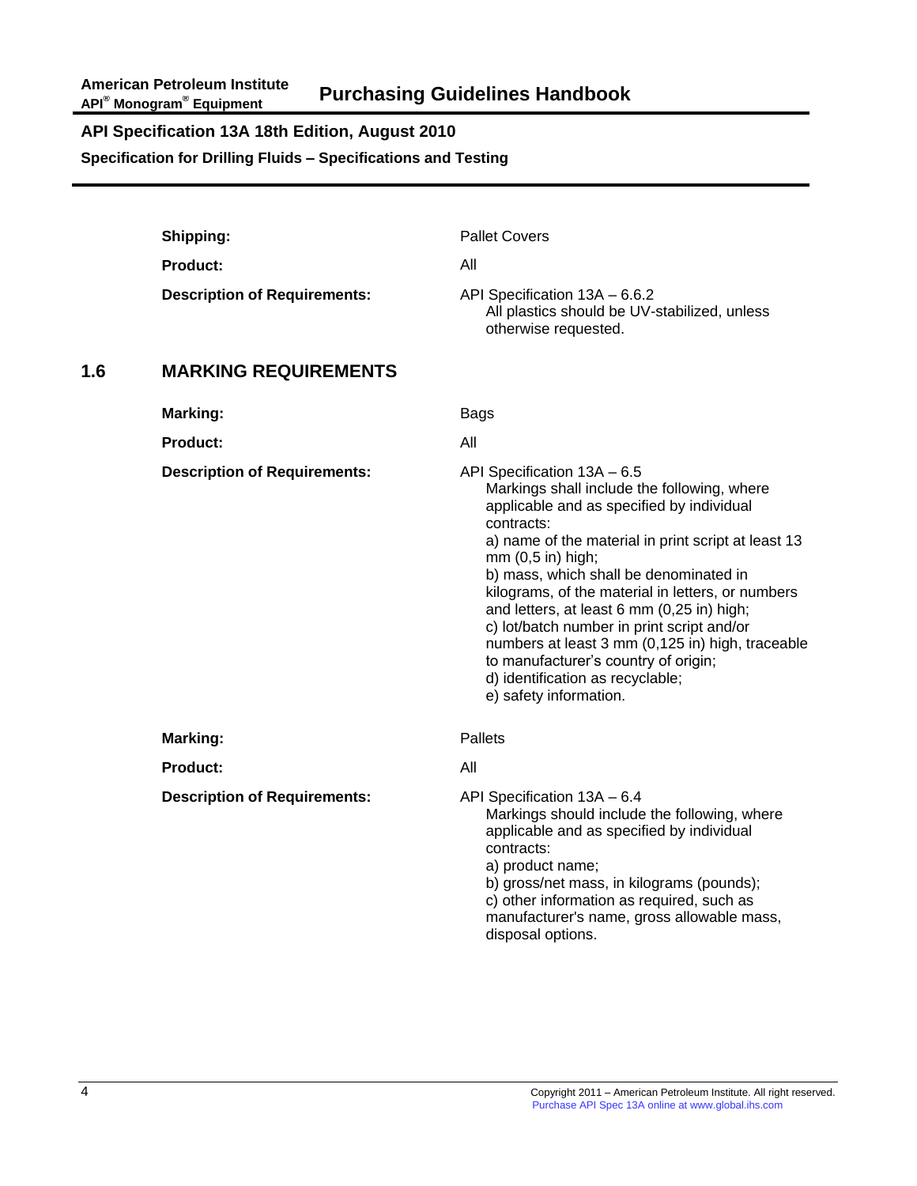**Shipping:** Pallet Covers

**Product:** All

**Description of Requirements:** API Specification 13A – 6.6.2
All plastics should be UV-stabilized, unless otherwise requested.

## 1.6 MARKING REQUIREMENTS

**Marking:** Bags

**Product:** All

**Description of Requirements:** API Specification 13A – 6.5
Markings shall include the following, where applicable and as specified by individual contracts:
a) name of the material in print script at least 13 mm (0,5 in) high;
b) mass, which shall be denominated in kilograms, of the material in letters, or numbers and letters, at least 6 mm (0,25 in) high;
c) lot/batch number in print script and/or numbers at least 3 mm (0,125 in) high, traceable to manufacturer's country of origin;
d) identification as recyclable;
e) safety information.

**Marking:** Pallets

**Product:** All

**Description of Requirements:** API Specification 13A – 6.4
Markings should include the following, where applicable and as specified by individual contracts:
a) product name;
b) gross/net mass, in kilograms (pounds);
c) other information as required, such as manufacturer's name, gross allowable mass, disposal options.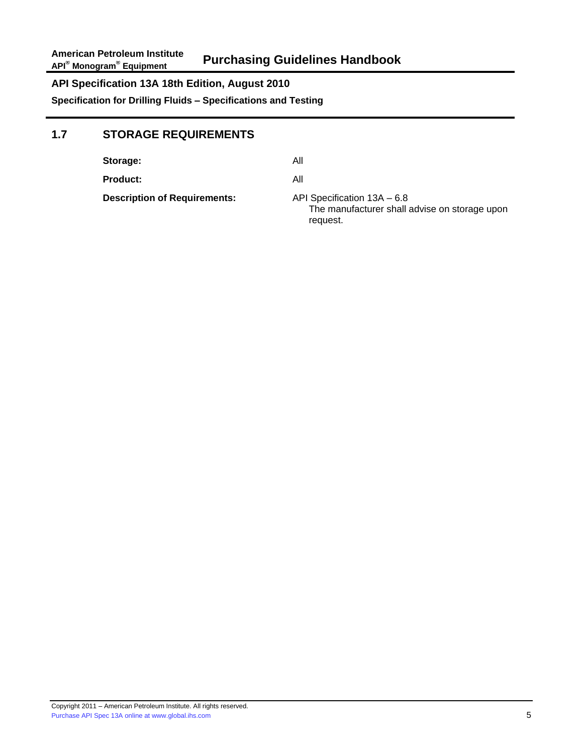## API Specification 13A 18th Edition, August 2010

**Specification for Drilling Fluids – Specifications and Testing**

## 1.7 STORAGE REQUIREMENTS

**Storage:** All

**Product:** All

**Description of Requirements:** API Specification 13A – 6.8
The manufacturer shall advise on storage upon request.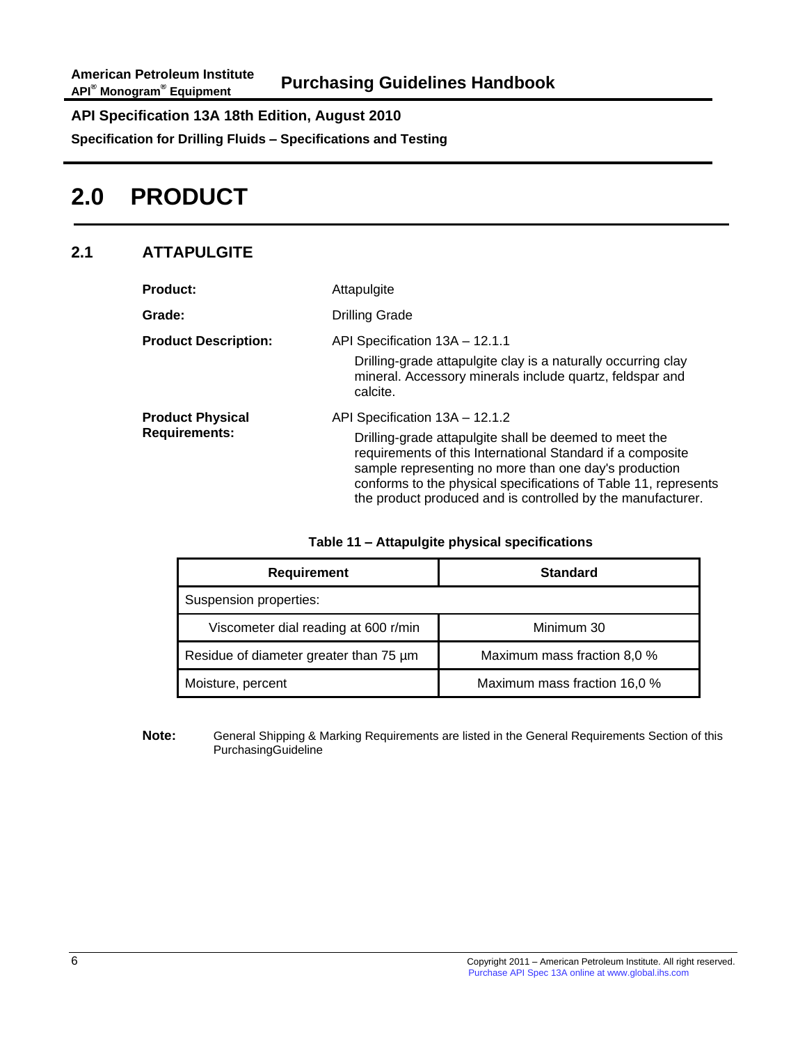# 2.0 PRODUCT

## 2.1 ATTAPULGITE

**Product:** Attapulgite

**Grade:** Drilling Grade

**Product Description:** API Specification 13A – 12.1.1

Drilling-grade attapulgite clay is a naturally occurring clay mineral. Accessory minerals include quartz, feldspar and calcite.

**Product Physical Requirements:** API Specification 13A – 12.1.2

Drilling-grade attapulgite shall be deemed to meet the requirements of this International Standard if a composite sample representing no more than one day's production conforms to the physical specifications of Table 11, represents the product produced and is controlled by the manufacturer.

**Table 11 – Attapulgite physical specifications**

| Requirement | Standard |
|---|---|
| Suspension properties: | |
| Viscometer dial reading at 600 r/min | Minimum 30 |
| Residue of diameter greater than 75 µm | Maximum mass fraction 8,0 % |
| Moisture, percent | Maximum mass fraction 16,0 % |

**Note:** General Shipping & Marking Requirements are listed in the General Requirements Section of this PurchasingGuideline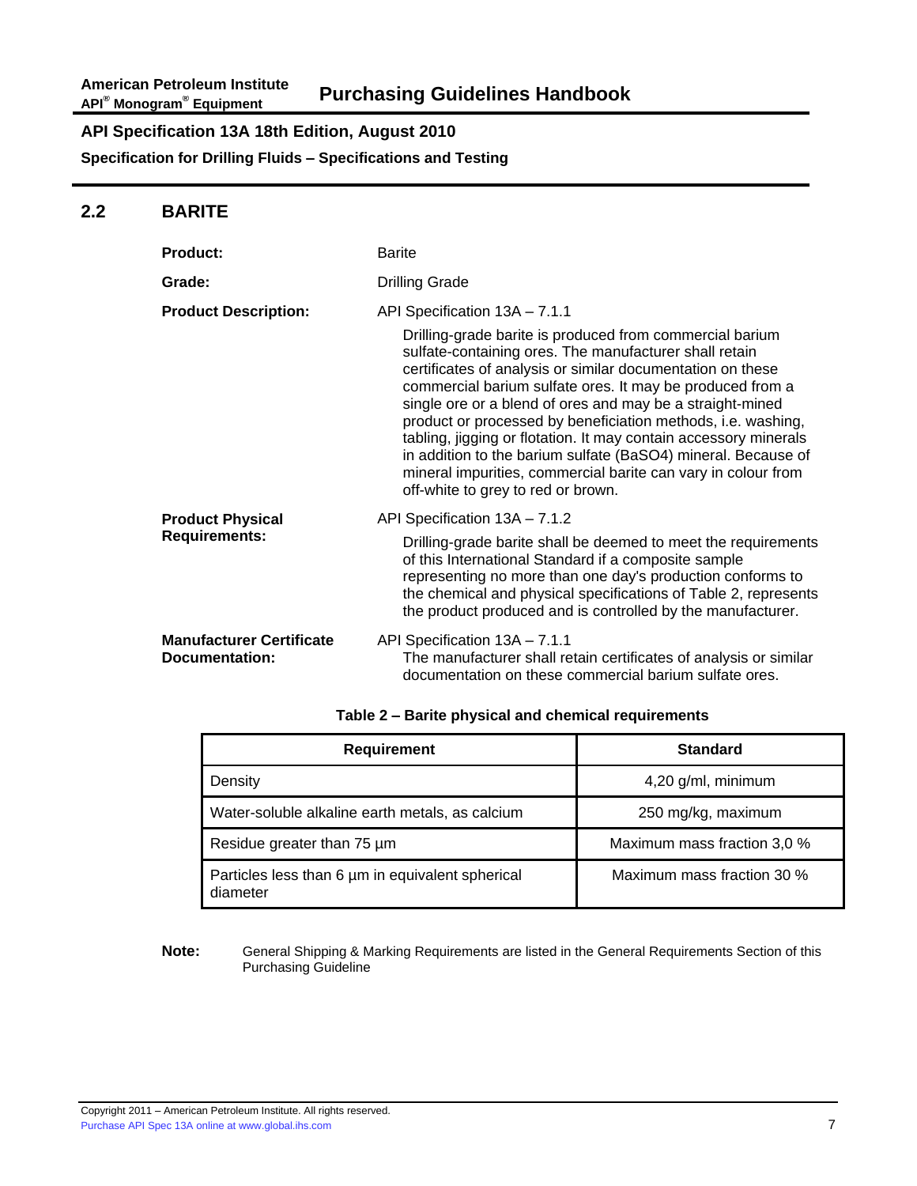## 2.2 BARITE

**Product:** Barite

**Grade:** Drilling Grade

**Product Description:** API Specification 13A – 7.1.1

Drilling-grade barite is produced from commercial barium sulfate-containing ores. The manufacturer shall retain certificates of analysis or similar documentation on these commercial barium sulfate ores. It may be produced from a single ore or a blend of ores and may be a straight-mined product or processed by beneficiation methods, i.e. washing, tabling, jigging or flotation. It may contain accessory minerals in addition to the barium sulfate ($BaSO_4$) mineral. Because of mineral impurities, commercial barite can vary in colour from off-white to grey to red or brown.

**Product Physical Requirements:** API Specification 13A – 7.1.2

Drilling-grade barite shall be deemed to meet the requirements of this International Standard if a composite sample representing no more than one day's production conforms to the chemical and physical specifications of Table 2, represents the product produced and is controlled by the manufacturer.

**Manufacturer Certificate Documentation:** API Specification 13A – 7.1.1

The manufacturer shall retain certificates of analysis or similar documentation on these commercial barium sulfate ores.

**Table 2 – Barite physical and chemical requirements**

| Requirement | Standard |
|---|---|
| Density | 4,20 g/ml, minimum |
| Water-soluble alkaline earth metals, as calcium | 250 mg/kg, maximum |
| Residue greater than 75 µm | Maximum mass fraction 3,0 % |
| Particles less than 6 µm in equivalent spherical diameter | Maximum mass fraction 30 % |

**Note:** General Shipping & Marking Requirements are listed in the General Requirements Section of this Purchasing Guideline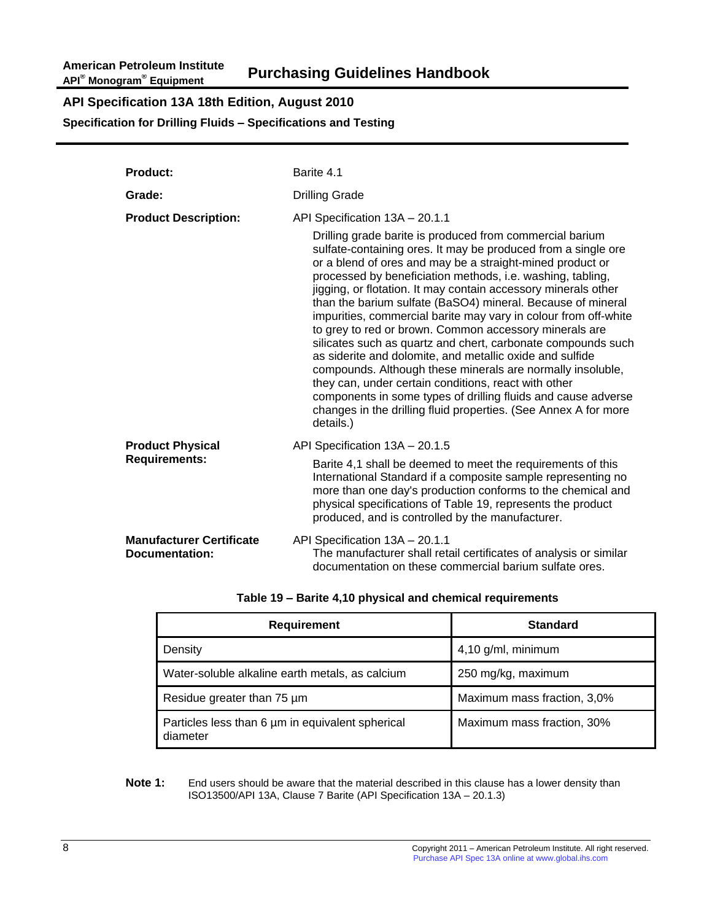## API Specification 13A 18th Edition, August 2010

**Specification for Drilling Fluids – Specifications and Testing**

**Product:** Barite 4.1

**Grade:** Drilling Grade

**Product Description:** API Specification 13A – 20.1.1

Drilling grade barite is produced from commercial barium sulfate-containing ores. It may be produced from a single ore or a blend of ores and may be a straight-mined product or processed by beneficiation methods, i.e. washing, tabling, jigging, or flotation. It may contain accessory minerals other than the barium sulfate ($BaSO_4$) mineral. Because of mineral impurities, commercial barite may vary in colour from off-white to grey to red or brown. Common accessory minerals are silicates such as quartz and chert, carbonate compounds such as siderite and dolomite, and metallic oxide and sulfide compounds. Although these minerals are normally insoluble, they can, under certain conditions, react with other components in some types of drilling fluids and cause adverse changes in the drilling fluid properties. (See Annex A for more details.)

**Product Physical Requirements:** API Specification 13A – 20.1.5

Barite 4,1 shall be deemed to meet the requirements of this International Standard if a composite sample representing no more than one day's production conforms to the chemical and physical specifications of Table 19, represents the product produced, and is controlled by the manufacturer.

**Manufacturer Certificate Documentation:** API Specification 13A – 20.1.1

The manufacturer shall retail certificates of analysis or similar documentation on these commercial barium sulfate ores.

**Table 19 – Barite 4,10 physical and chemical requirements**

| Requirement | Standard |
|---|---|
| Density | 4,10 g/ml, minimum |
| Water-soluble alkaline earth metals, as calcium | 250 mg/kg, maximum |
| Residue greater than 75 µm | Maximum mass fraction, 3,0% |
| Particles less than 6 µm in equivalent spherical diameter | Maximum mass fraction, 30% |

**Note 1:** End users should be aware that the material described in this clause has a lower density than ISO13500/API 13A, Clause 7 Barite (API Specification 13A – 20.1.3)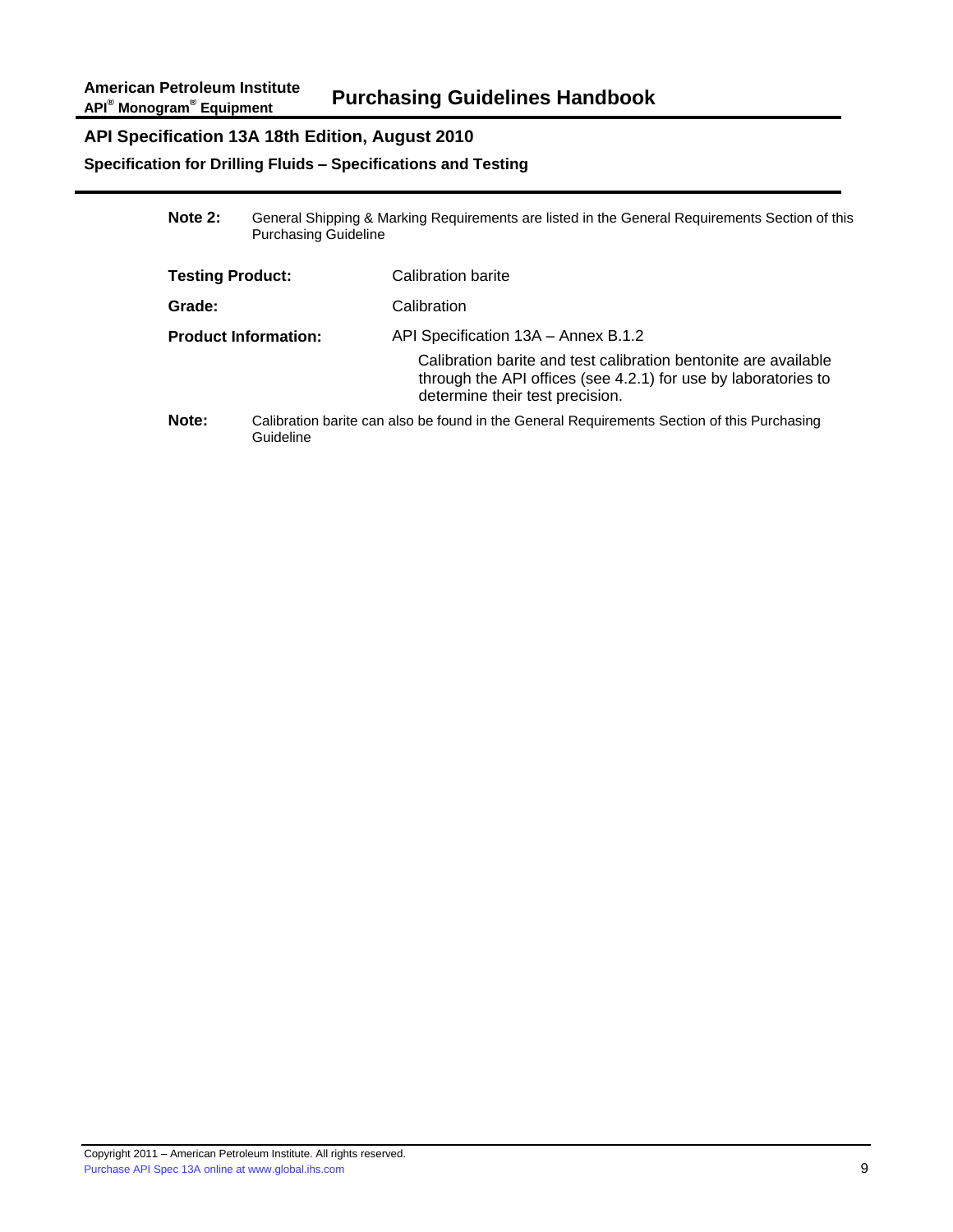**Note 2:** General Shipping & Marking Requirements are listed in the General Requirements Section of this Purchasing Guideline

**Testing Product:** Calibration barite

**Grade:** Calibration

**Product Information:** API Specification 13A – Annex B.1.2

Calibration barite and test calibration bentonite are available through the API offices (see 4.2.1) for use by laboratories to determine their test precision.

**Note:** Calibration barite can also be found in the General Requirements Section of this Purchasing Guideline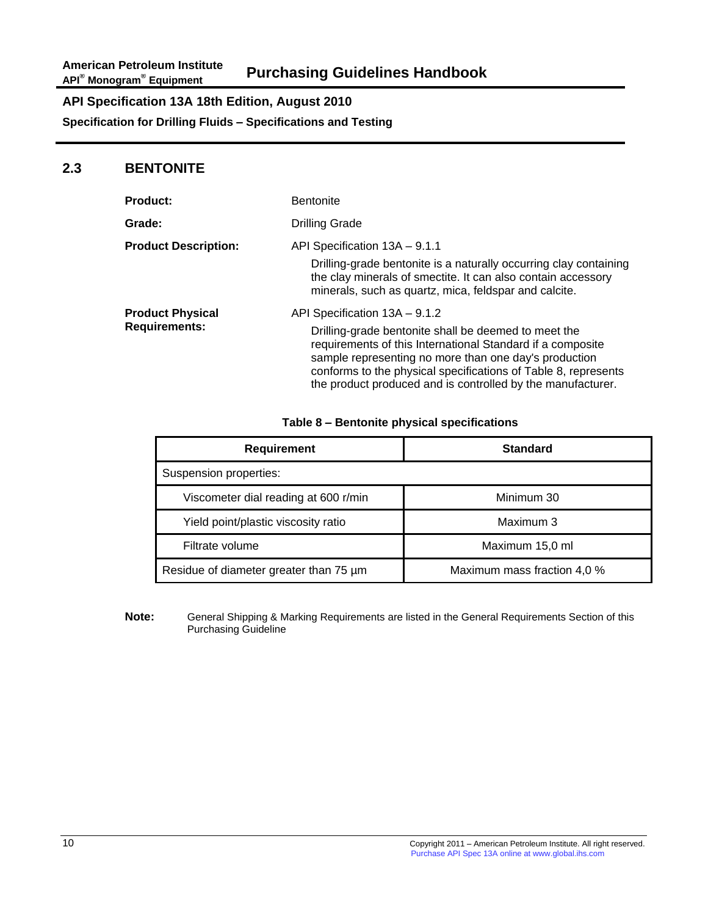## 2.3 BENTONITE

**Product:** Bentonite

**Grade:** Drilling Grade

**Product Description:** API Specification 13A – 9.1.1

Drilling-grade bentonite is a naturally occurring clay containing the clay minerals of smectite. It can also contain accessory minerals, such as quartz, mica, feldspar and calcite.

**Product Physical Requirements:** API Specification 13A – 9.1.2

Drilling-grade bentonite shall be deemed to meet the requirements of this International Standard if a composite sample representing no more than one day's production conforms to the physical specifications of Table 8, represents the product produced and is controlled by the manufacturer.

**Table 8 – Bentonite physical specifications**

| Requirement | Standard |
|---|---|
| Suspension properties: | |
| Viscometer dial reading at 600 r/min | Minimum 30 |
| Yield point/plastic viscosity ratio | Maximum 3 |
| Filtrate volume | Maximum 15,0 ml |
| Residue of diameter greater than 75 µm | Maximum mass fraction 4,0 % |

**Note:** General Shipping & Marking Requirements are listed in the General Requirements Section of this Purchasing Guideline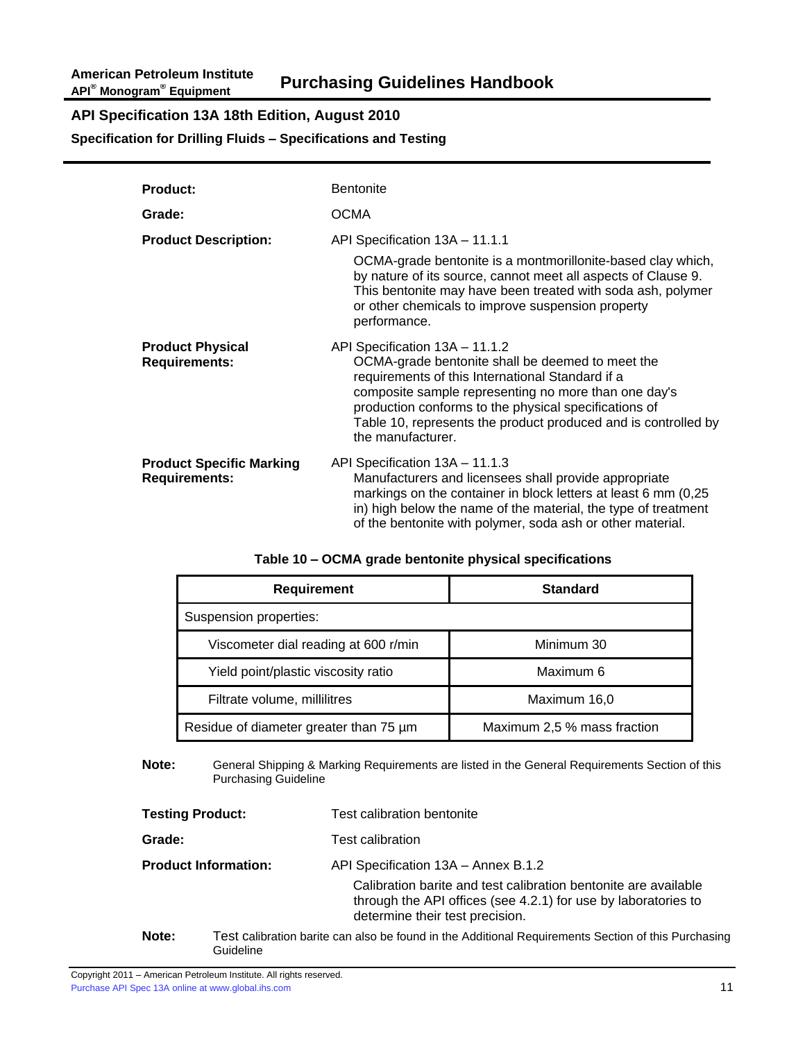**Product:** Bentonite

**Grade:** OCMA

**Product Description:** API Specification 13A – 11.1.1

OCMA-grade bentonite is a montmorillonite-based clay which, by nature of its source, cannot meet all aspects of Clause 9. This bentonite may have been treated with soda ash, polymer or other chemicals to improve suspension property performance.

**Product Physical Requirements:** API Specification 13A – 11.1.2

OCMA-grade bentonite shall be deemed to meet the requirements of this International Standard if a composite sample representing no more than one day's production conforms to the physical specifications of Table 10, represents the product produced and is controlled by the manufacturer.

**Product Specific Marking Requirements:** API Specification 13A – 11.1.3

Manufacturers and licensees shall provide appropriate markings on the container in block letters at least 6 mm (0,25 in) high below the name of the material, the type of treatment of the bentonite with polymer, soda ash or other material.

**Table 10 – OCMA grade bentonite physical specifications**

| Requirement | Standard |
|---|---|
| Suspension properties: | |
| Viscometer dial reading at 600 r/min | Minimum 30 |
| Yield point/plastic viscosity ratio | Maximum 6 |
| Filtrate volume, millilitres | Maximum 16,0 |
| Residue of diameter greater than 75 µm | Maximum 2,5 % mass fraction |

**Note:** General Shipping & Marking Requirements are listed in the General Requirements Section of this Purchasing Guideline

**Testing Product:** Test calibration bentonite

**Grade:** Test calibration

**Product Information:** API Specification 13A – Annex B.1.2

Calibration barite and test calibration bentonite are available through the API offices (see 4.2.1) for use by laboratories to determine their test precision.

**Note:** Test calibration barite can also be found in the Additional Requirements Section of this Purchasing Guideline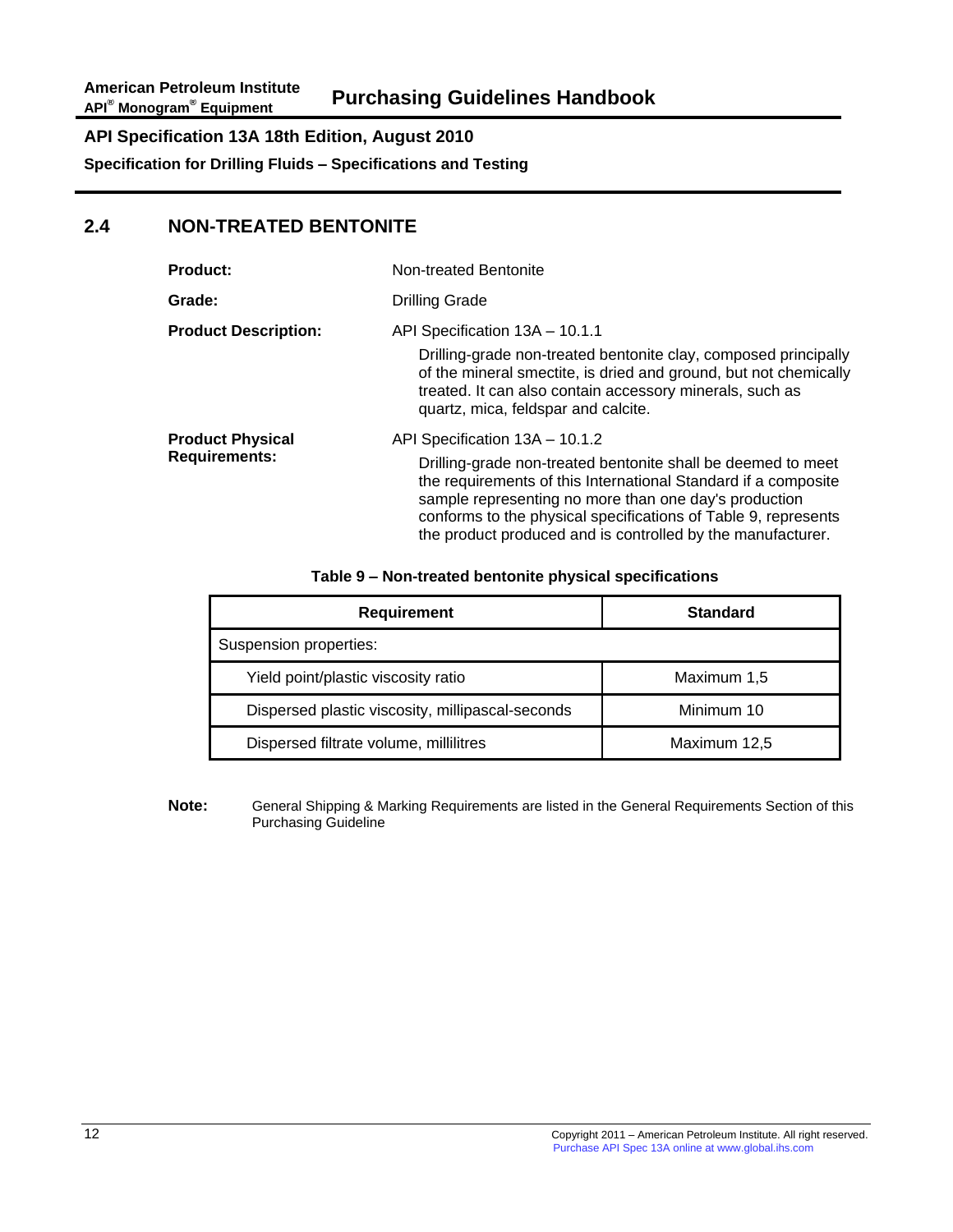## 2.4 NON-TREATED BENTONITE

**Product:** Non-treated Bentonite

**Grade:** Drilling Grade

**Product Description:** API Specification 13A – 10.1.1

Drilling-grade non-treated bentonite clay, composed principally of the mineral smectite, is dried and ground, but not chemically treated. It can also contain accessory minerals, such as quartz, mica, feldspar and calcite.

**Product Physical Requirements:** API Specification 13A – 10.1.2

Drilling-grade non-treated bentonite shall be deemed to meet the requirements of this International Standard if a composite sample representing no more than one day's production conforms to the physical specifications of Table 9, represents the product produced and is controlled by the manufacturer.

**Table 9 – Non-treated bentonite physical specifications**

| Requirement | Standard |
|---|---|
| Suspension properties: | |
| Yield point/plastic viscosity ratio | Maximum 1,5 |
| Dispersed plastic viscosity, millipascal-seconds | Minimum 10 |
| Dispersed filtrate volume, millilitres | Maximum 12,5 |

**Note:** General Shipping & Marking Requirements are listed in the General Requirements Section of this Purchasing Guideline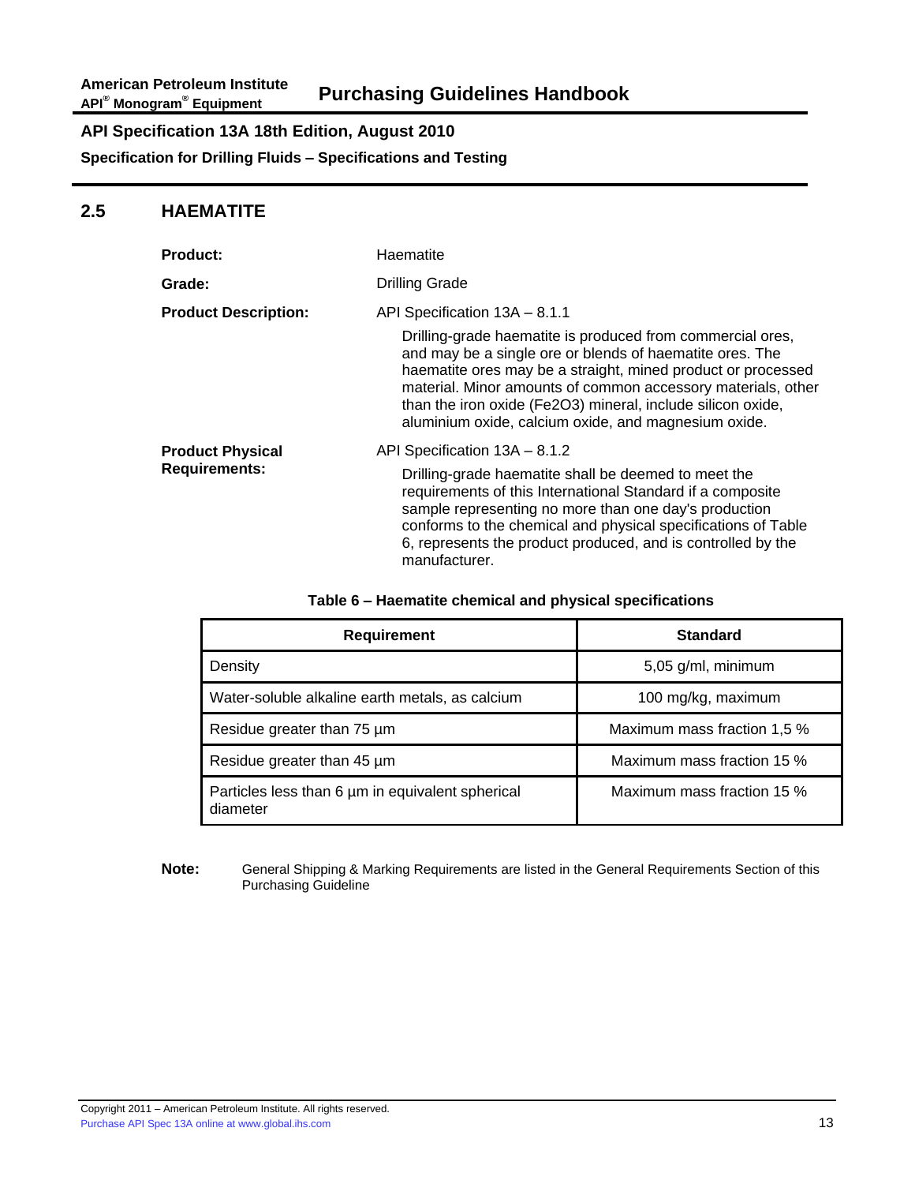## API Specification 13A 18th Edition, August 2010

**Specification for Drilling Fluids – Specifications and Testing**

## 2.5 HAEMATITE

**Product:** Haematite

**Grade:** Drilling Grade

**Product Description:** API Specification 13A – 8.1.1

Drilling-grade haematite is produced from commercial ores, and may be a single ore or blends of haematite ores. The haematite ores may be a straight, mined product or processed material. Minor amounts of common accessory materials, other than the iron oxide ($Fe_2O_3$) mineral, include silicon oxide, aluminium oxide, calcium oxide, and magnesium oxide.

**Product Physical Requirements:** API Specification 13A – 8.1.2

Drilling-grade haematite shall be deemed to meet the requirements of this International Standard if a composite sample representing no more than one day's production conforms to the chemical and physical specifications of Table 6, represents the product produced, and is controlled by the manufacturer.

**Table 6 – Haematite chemical and physical specifications**

| Requirement | Standard |
|---|---|
| Density | 5,05 g/ml, minimum |
| Water-soluble alkaline earth metals, as calcium | 100 mg/kg, maximum |
| Residue greater than 75 µm | Maximum mass fraction 1,5 % |
| Residue greater than 45 µm | Maximum mass fraction 15 % |
| Particles less than 6 µm in equivalent spherical diameter | Maximum mass fraction 15 % |

**Note:** General Shipping & Marking Requirements are listed in the General Requirements Section of this Purchasing Guideline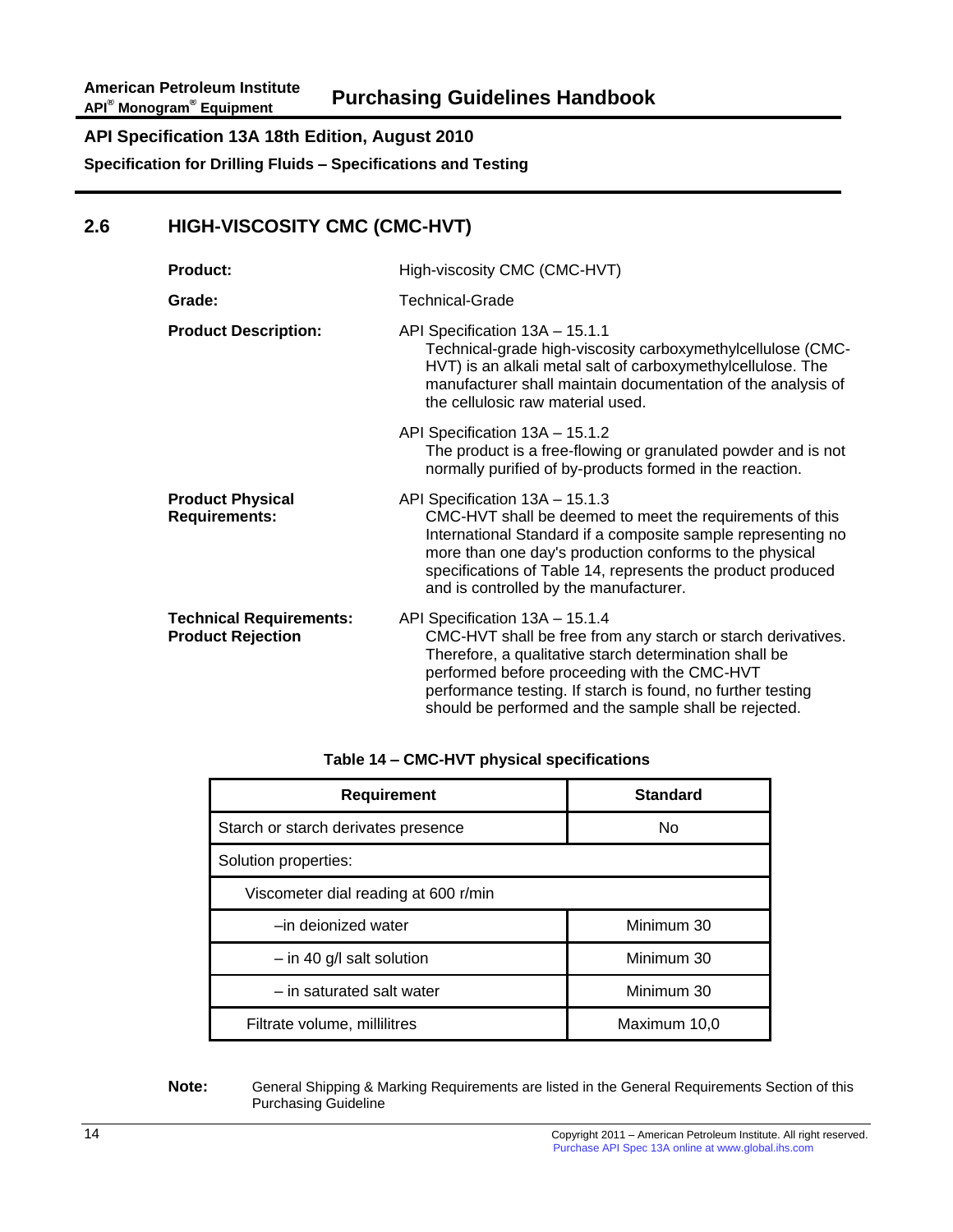## 2.6 HIGH-VISCOSITY CMC (CMC-HVT)

**Product:** High-viscosity CMC (CMC-HVT)

**Grade:** Technical-Grade

**Product Description:**

API Specification 13A – 15.1.1
Technical-grade high-viscosity carboxymethylcellulose (CMC-HVT) is an alkali metal salt of carboxymethylcellulose. The manufacturer shall maintain documentation of the analysis of the cellulosic raw material used.

API Specification 13A – 15.1.2
The product is a free-flowing or granulated powder and is not normally purified of by-products formed in the reaction.

**Product Physical Requirements:**

API Specification 13A – 15.1.3
CMC-HVT shall be deemed to meet the requirements of this International Standard if a composite sample representing no more than one day's production conforms to the physical specifications of Table 14, represents the product produced and is controlled by the manufacturer.

**Technical Requirements: Product Rejection**

API Specification 13A – 15.1.4
CMC-HVT shall be free from any starch or starch derivatives. Therefore, a qualitative starch determination shall be performed before proceeding with the CMC-HVT performance testing. If starch is found, no further testing should be performed and the sample shall be rejected.

**Table 14 – CMC-HVT physical specifications**

| Requirement | Standard |
|---|---|
| Starch or starch derivates presence | No |
| Solution properties: | |
| Viscometer dial reading at 600 r/min | |
| –in deionized water | Minimum 30 |
| – in 40 g/l salt solution | Minimum 30 |
| – in saturated salt water | Minimum 30 |
| Filtrate volume, millilitres | Maximum 10,0 |

**Note:** General Shipping & Marking Requirements are listed in the General Requirements Section of this Purchasing Guideline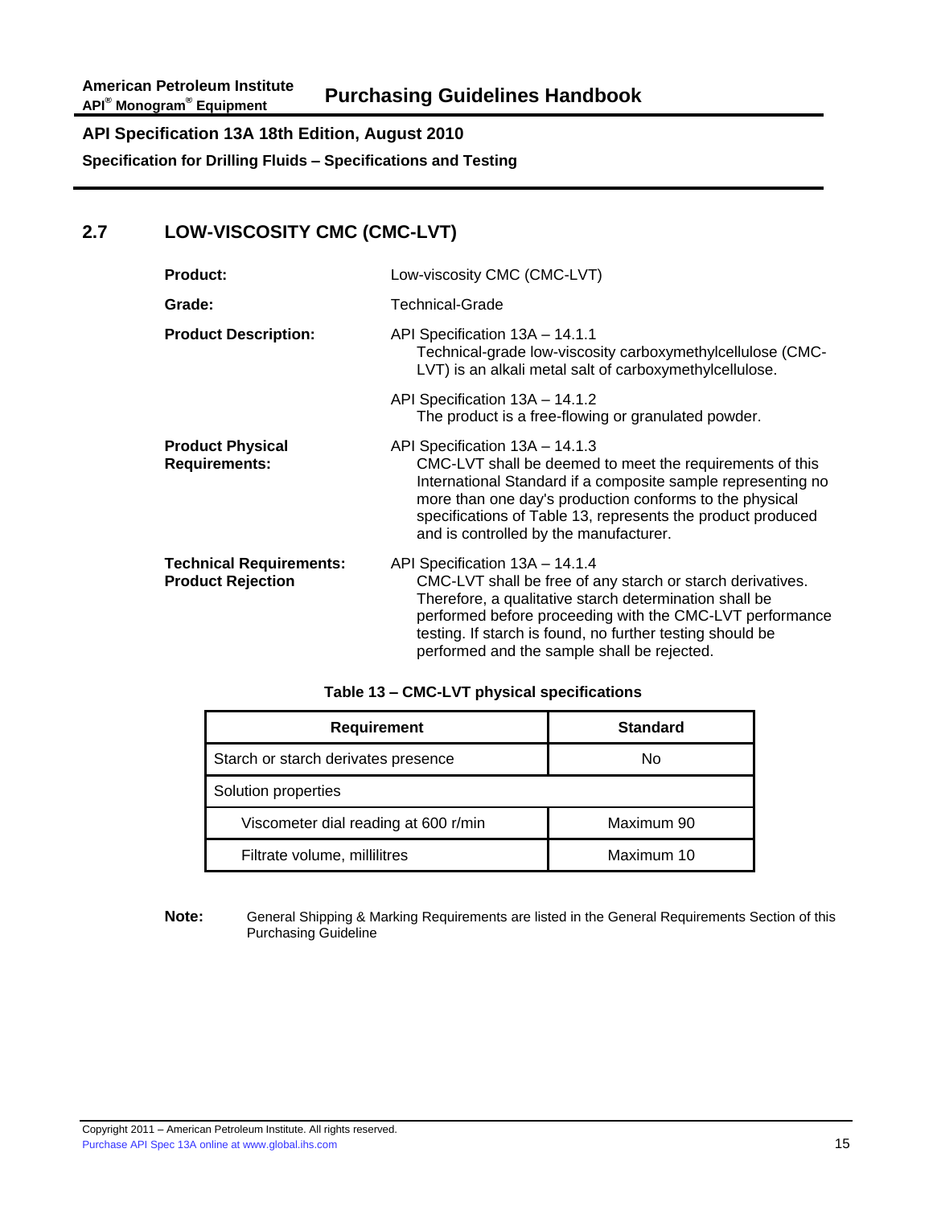## 2.7 LOW-VISCOSITY CMC (CMC-LVT)

**Product:** Low-viscosity CMC (CMC-LVT)

**Grade:** Technical-Grade

**Product Description:**

API Specification 13A – 14.1.1
Technical-grade low-viscosity carboxymethylcellulose (CMC-LVT) is an alkali metal salt of carboxymethylcellulose.

API Specification 13A – 14.1.2
The product is a free-flowing or granulated powder.

**Product Physical Requirements:**

API Specification 13A – 14.1.3
CMC-LVT shall be deemed to meet the requirements of this International Standard if a composite sample representing no more than one day's production conforms to the physical specifications of Table 13, represents the product produced and is controlled by the manufacturer.

**Technical Requirements: Product Rejection**

API Specification 13A – 14.1.4
CMC-LVT shall be free of any starch or starch derivatives. Therefore, a qualitative starch determination shall be performed before proceeding with the CMC-LVT performance testing. If starch is found, no further testing should be performed and the sample shall be rejected.

**Table 13 – CMC-LVT physical specifications**

| Requirement | Standard |
|---|---|
| Starch or starch derivates presence | No |
| Solution properties | |
| Viscometer dial reading at 600 r/min | Maximum 90 |
| Filtrate volume, millilitres | Maximum 10 |

**Note:** General Shipping & Marking Requirements are listed in the General Requirements Section of this Purchasing Guideline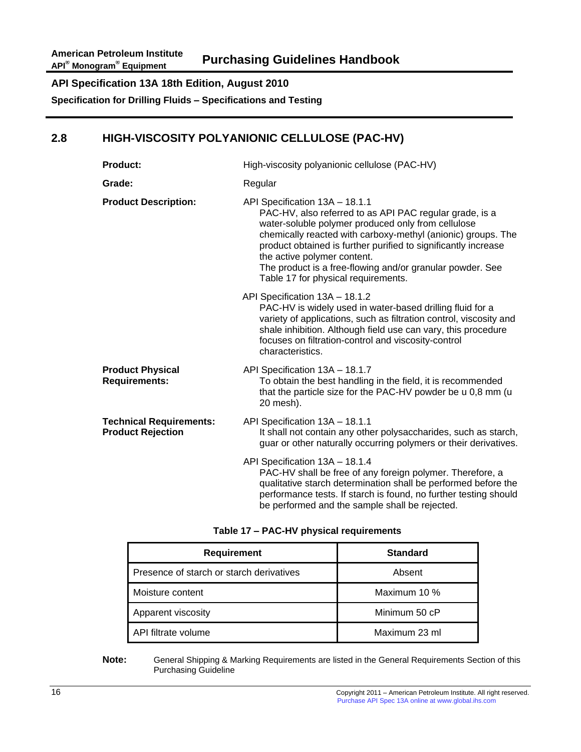## 2.8 HIGH-VISCOSITY POLYANIONIC CELLULOSE (PAC-HV)

**Product:** High-viscosity polyanionic cellulose (PAC-HV)

**Grade:** Regular

**Product Description:**

API Specification 13A – 18.1.1
PAC-HV, also referred to as API PAC regular grade, is a water-soluble polymer produced only from cellulose chemically reacted with carboxy-methyl (anionic) groups. The product obtained is further purified to significantly increase the active polymer content.
The product is a free-flowing and/or granular powder. See Table 17 for physical requirements.

API Specification 13A – 18.1.2
PAC-HV is widely used in water-based drilling fluid for a variety of applications, such as filtration control, viscosity and shale inhibition. Although field use can vary, this procedure focuses on filtration-control and viscosity-control characteristics.

**Product Physical Requirements:**

API Specification 13A – 18.1.7
To obtain the best handling in the field, it is recommended that the particle size for the PAC-HV powder be u 0,8 mm (u 20 mesh).

**Technical Requirements: Product Rejection**

API Specification 13A – 18.1.1
It shall not contain any other polysaccharides, such as starch, guar or other naturally occurring polymers or their derivatives.

API Specification 13A – 18.1.4
PAC-HV shall be free of any foreign polymer. Therefore, a qualitative starch determination shall be performed before the performance tests. If starch is found, no further testing should be performed and the sample shall be rejected.

**Table 17 – PAC-HV physical requirements**

| Requirement | Standard |
|---|---|
| Presence of starch or starch derivatives | Absent |
| Moisture content | Maximum 10 % |
| Apparent viscosity | Minimum 50 cP |
| API filtrate volume | Maximum 23 ml |

**Note:** General Shipping & Marking Requirements are listed in the General Requirements Section of this Purchasing Guideline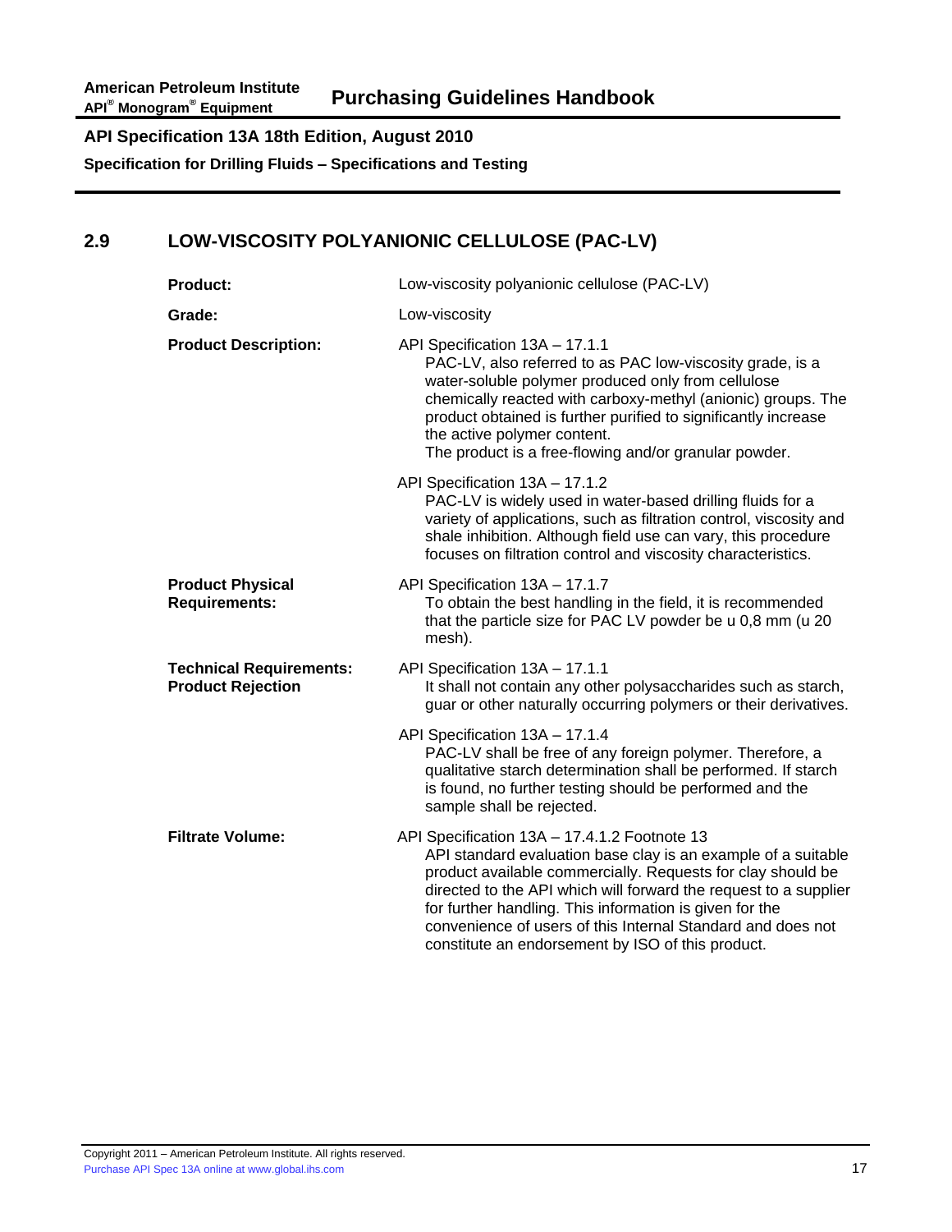## 2.9 LOW-VISCOSITY POLYANIONIC CELLULOSE (PAC-LV)

**Product:** Low-viscosity polyanionic cellulose (PAC-LV)

**Grade:** Low-viscosity

**Product Description:**

API Specification 13A – 17.1.1
PAC-LV, also referred to as PAC low-viscosity grade, is a water-soluble polymer produced only from cellulose chemically reacted with carboxy-methyl (anionic) groups. The product obtained is further purified to significantly increase the active polymer content.
The product is a free-flowing and/or granular powder.

API Specification 13A – 17.1.2
PAC-LV is widely used in water-based drilling fluids for a variety of applications, such as filtration control, viscosity and shale inhibition. Although field use can vary, this procedure focuses on filtration control and viscosity characteristics.

**Product Physical Requirements:**

API Specification 13A – 17.1.7
To obtain the best handling in the field, it is recommended that the particle size for PAC LV powder be u 0,8 mm (u 20 mesh).

**Technical Requirements: Product Rejection**

API Specification 13A – 17.1.1
It shall not contain any other polysaccharides such as starch, guar or other naturally occurring polymers or their derivatives.

API Specification 13A – 17.1.4
PAC-LV shall be free of any foreign polymer. Therefore, a qualitative starch determination shall be performed. If starch is found, no further testing should be performed and the sample shall be rejected.

**Filtrate Volume:**

API Specification 13A – 17.4.1.2 Footnote 13
API standard evaluation base clay is an example of a suitable product available commercially. Requests for clay should be directed to the API which will forward the request to a supplier for further handling. This information is given for the convenience of users of this Internal Standard and does not constitute an endorsement by ISO of this product.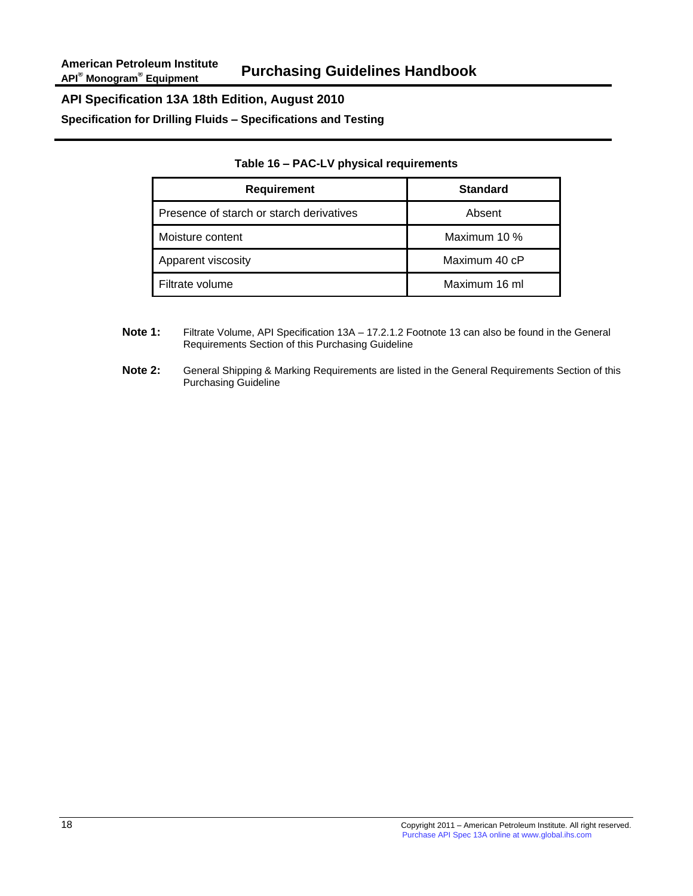**Table 16 – PAC-LV physical requirements**

| Requirement | Standard |
|---|---|
| Presence of starch or starch derivatives | Absent |
| Moisture content | Maximum 10 % |
| Apparent viscosity | Maximum 40 cP |
| Filtrate volume | Maximum 16 ml |

**Note 1:** Filtrate Volume, API Specification 13A – 17.2.1.2 Footnote 13 can also be found in the General Requirements Section of this Purchasing Guideline

**Note 2:** General Shipping & Marking Requirements are listed in the General Requirements Section of this Purchasing Guideline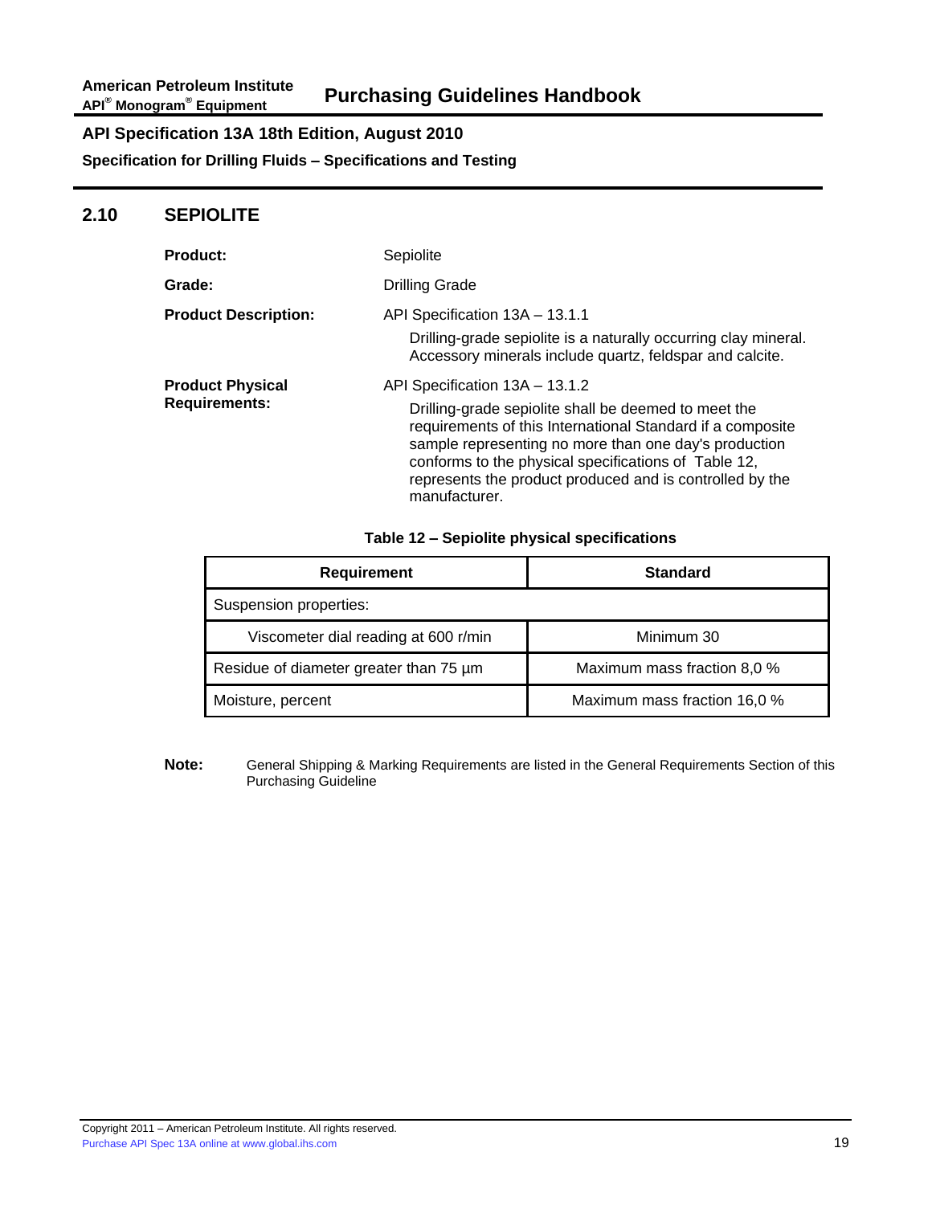## 2.10 SEPIOLITE

**Product:** Sepiolite

**Grade:** Drilling Grade

**Product Description:** API Specification 13A – 13.1.1

Drilling-grade sepiolite is a naturally occurring clay mineral. Accessory minerals include quartz, feldspar and calcite.

**Product Physical Requirements:** API Specification 13A – 13.1.2

Drilling-grade sepiolite shall be deemed to meet the requirements of this International Standard if a composite sample representing no more than one day's production conforms to the physical specifications of Table 12, represents the product produced and is controlled by the manufacturer.

**Table 12 – Sepiolite physical specifications**

| Requirement | Standard |
|---|---|
| Suspension properties: | |
| Viscometer dial reading at 600 r/min | Minimum 30 |
| Residue of diameter greater than 75 µm | Maximum mass fraction 8,0 % |
| Moisture, percent | Maximum mass fraction 16,0 % |

**Note:** General Shipping & Marking Requirements are listed in the General Requirements Section of this Purchasing Guideline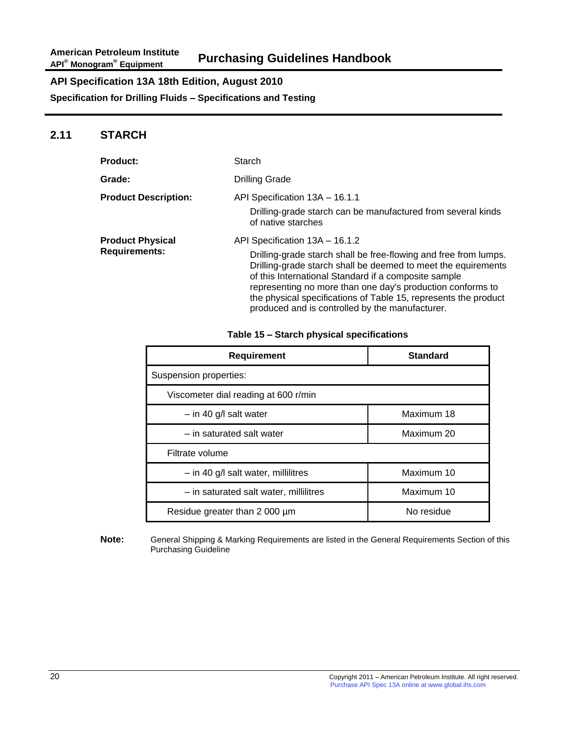## 2.11 STARCH

**Product:** Starch

**Grade:** Drilling Grade

**Product Description:** API Specification 13A – 16.1.1

Drilling-grade starch can be manufactured from several kinds of native starches

**Product Physical Requirements:** API Specification 13A – 16.1.2

Drilling-grade starch shall be free-flowing and free from lumps. Drilling-grade starch shall be deemed to meet the equirements of this International Standard if a composite sample representing no more than one day's production conforms to the physical specifications of Table 15, represents the product produced and is controlled by the manufacturer.

**Table 15 – Starch physical specifications**

| Requirement | Standard |
|---|---|
| Suspension properties: | |
| Viscometer dial reading at 600 r/min | |
| – in 40 g/l salt water | Maximum 18 |
| – in saturated salt water | Maximum 20 |
| Filtrate volume | |
| – in 40 g/l salt water, millilitres | Maximum 10 |
| – in saturated salt water, millilitres | Maximum 10 |
| Residue greater than 2 000 µm | No residue |

**Note:** General Shipping & Marking Requirements are listed in the General Requirements Section of this Purchasing Guideline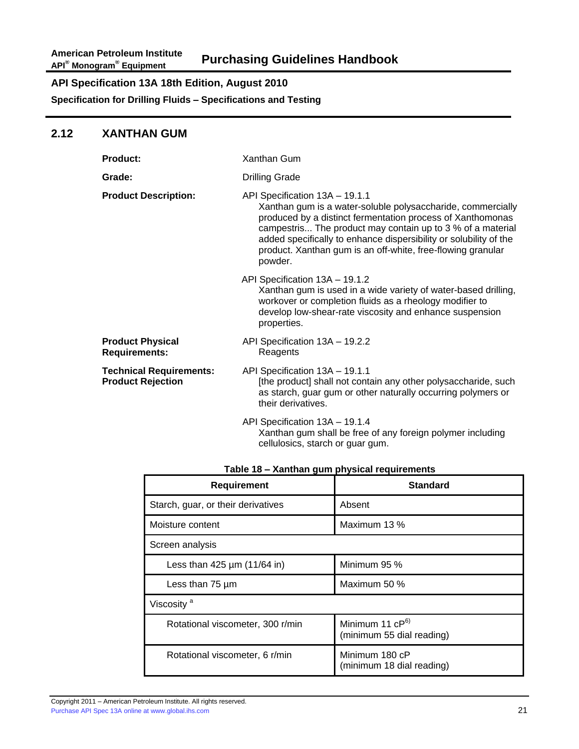## 2.12 XANTHAN GUM

**Product:** Xanthan Gum

**Grade:** Drilling Grade

**Product Description:**

API Specification 13A – 19.1.1

> Xanthan gum is a water-soluble polysaccharide, commercially produced by a distinct fermentation process of Xanthomonas campestris... The product may contain up to 3 % of a material added specifically to enhance dispersibility or solubility of the product. Xanthan gum is an off-white, free-flowing granular powder.

API Specification 13A – 19.1.2

> Xanthan gum is used in a wide variety of water-based drilling, workover or completion fluids as a rheology modifier to develop low-shear-rate viscosity and enhance suspension properties.

**Product Physical Requirements:**

API Specification 13A – 19.2.2

> Reagents

**Technical Requirements: Product Rejection**

API Specification 13A – 19.1.1

> [the product] shall not contain any other polysaccharide, such as starch, guar gum or other naturally occurring polymers or their derivatives.

API Specification 13A – 19.1.4

> Xanthan gum shall be free of any foreign polymer including cellulosics, starch or guar gum.

**Table 18 – Xanthan gum physical requirements**

| Requirement | Standard |
|---|---|
| Starch, guar, or their derivatives | Absent |
| Moisture content | Maximum 13 % |
| Screen analysis | |
| Less than 425 µm (11/64 in) | Minimum 95 % |
| Less than 75 µm | Maximum 50 % |
| Viscosity [a] | |
| Rotational viscometer, 300 r/min | Minimum 11 cP[6)] (minimum 55 dial reading) |
| Rotational viscometer, 6 r/min | Minimum 180 cP (minimum 18 dial reading) |

Copyright 2011 – American Petroleum Institute. All rights reserved.
Purchase API Spec 13A online at www.global.ihs.com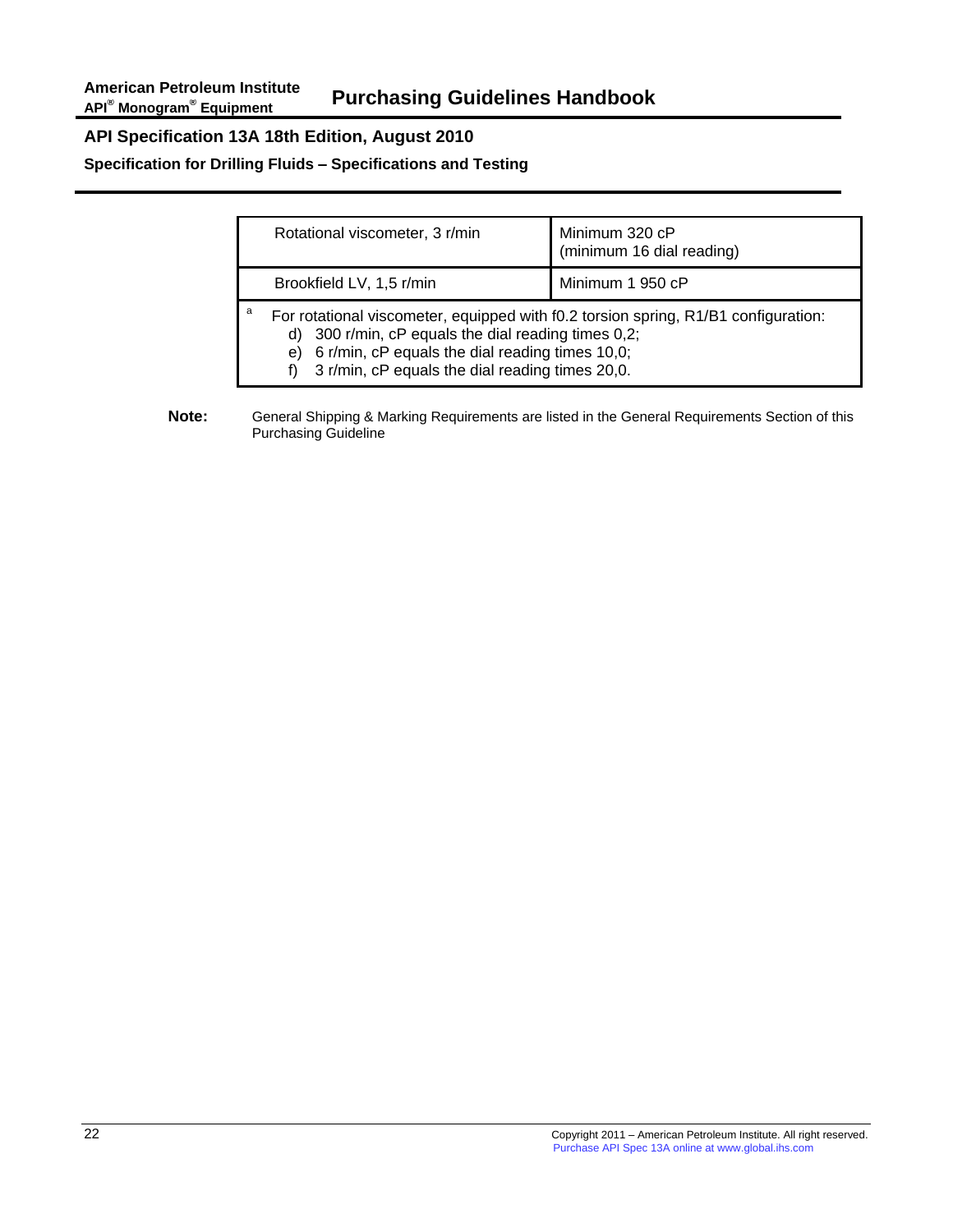| | |
|---|---|
| Rotational viscometer, 3 r/min | Minimum 320 cP (minimum 16 dial reading) |
| Brookfield LV, 1,5 r/min | Minimum 1 950 cP |

[a] For rotational viscometer, equipped with f0.2 torsion spring, R1/B1 configuration:

d) 300 r/min, cP equals the dial reading times 0,2;
e) 6 r/min, cP equals the dial reading times 10,0;
f) 3 r/min, cP equals the dial reading times 20,0.

**Note:** General Shipping & Marking Requirements are listed in the General Requirements Section of this Purchasing Guideline